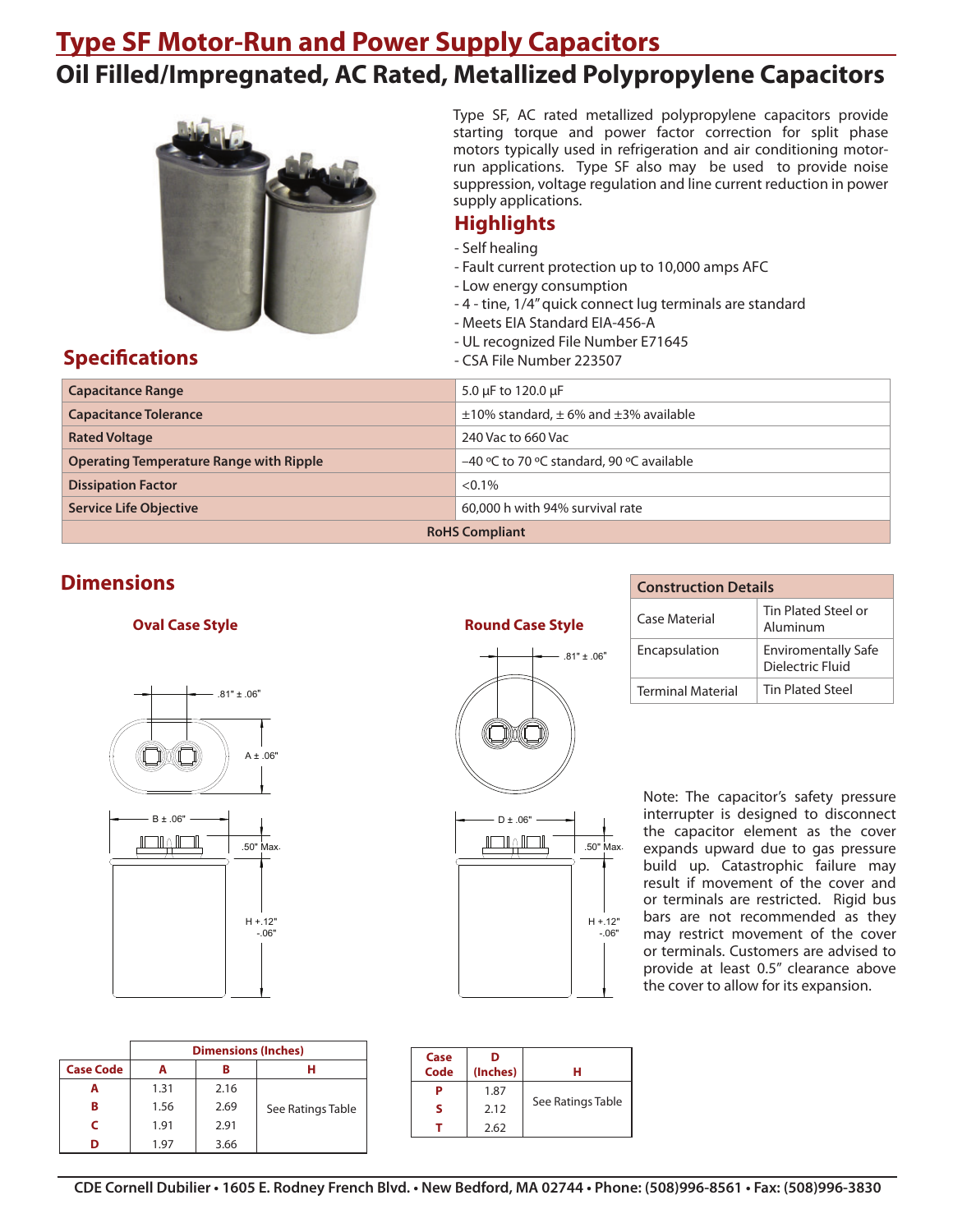# Type SF Motor-Run and Power Supply Capacitors

## Oil Filled/Impregnated, AC Rated, Metallized Polypropylene Capacitors

Type SF, AC rated metallized polypropylene capacitors provide starting torque and power factor correction for split phase motors typically used in refrigeration and air conditioning motor-run applications. Type SF also may be used to provide noise suppression, voltage regulation and line current reduction in power supply applications.

## Highlights

- Self healing
- Fault current protection up to 10,000 amps AFC
- Low energy consumption
- 4 - tine, 1/4" quick connect lug terminals are standard
- Meets EIA Standard EIA-456-A
- UL recognized File Number E71645
- CSA File Number 223507

## Specifications

| | |
|---|---|
| **Capacitance Range** | 5.0 µF to 120.0 µF |
| **Capacitance Tolerance** | ±10% standard, ± 6% and ±3% available |
| **Rated Voltage** | 240 Vac to 660 Vac |
| **Operating Temperature Range with Ripple** | –40 ºC to 70 ºC standard, 90 ºC available |
| **Dissipation Factor** | <0.1% |
| **Service Life Objective** | 60,000 h with 94% survival rate |
| **RoHS Compliant** | |

## Dimensions

### Oval Case Style

.81" ± .06"

A ± .06"

B ± .06"

.50" Max.

H +.12" -.06"

### Round Case Style

.81" ± .06"

D ± .06"

.50" Max.

H +.12" -.06"

| Construction Details | |
|---|---|
| Case Material | Tin Plated Steel or Aluminum |
| Encapsulation | Enviromentally Safe Dielectric Fluid |
| Terminal Material | Tin Plated Steel |

Note: The capacitor's safety pressure interrupter is designed to disconnect the capacitor element as the cover expands upward due to gas pressure build up. Catastrophic failure may result if movement of the cover and or terminals are restricted. Rigid bus bars are not recommended as they may restrict movement of the cover or terminals. Customers are advised to provide at least 0.5" clearance above the cover to allow for its expansion.

| | Dimensions (Inches) | | |
|---|---|---|---|
| **Case Code** | **A** | **B** | **H** |
| **A** | 1.31 | 2.16 | See Ratings Table |
| **B** | 1.56 | 2.69 | |
| **C** | 1.91 | 2.91 | |
| **D** | 1.97 | 3.66 | |

| Case Code | D (Inches) | H |
|---|---|---|
| **P** | 1.87 | See Ratings Table |
| **S** | 2.12 | |
| **T** | 2.62 | |

CDE Cornell Dubilier • 1605 E. Rodney French Blvd. • New Bedford, MA 02744 • Phone: (508)996-8561 • Fax: (508)996-3830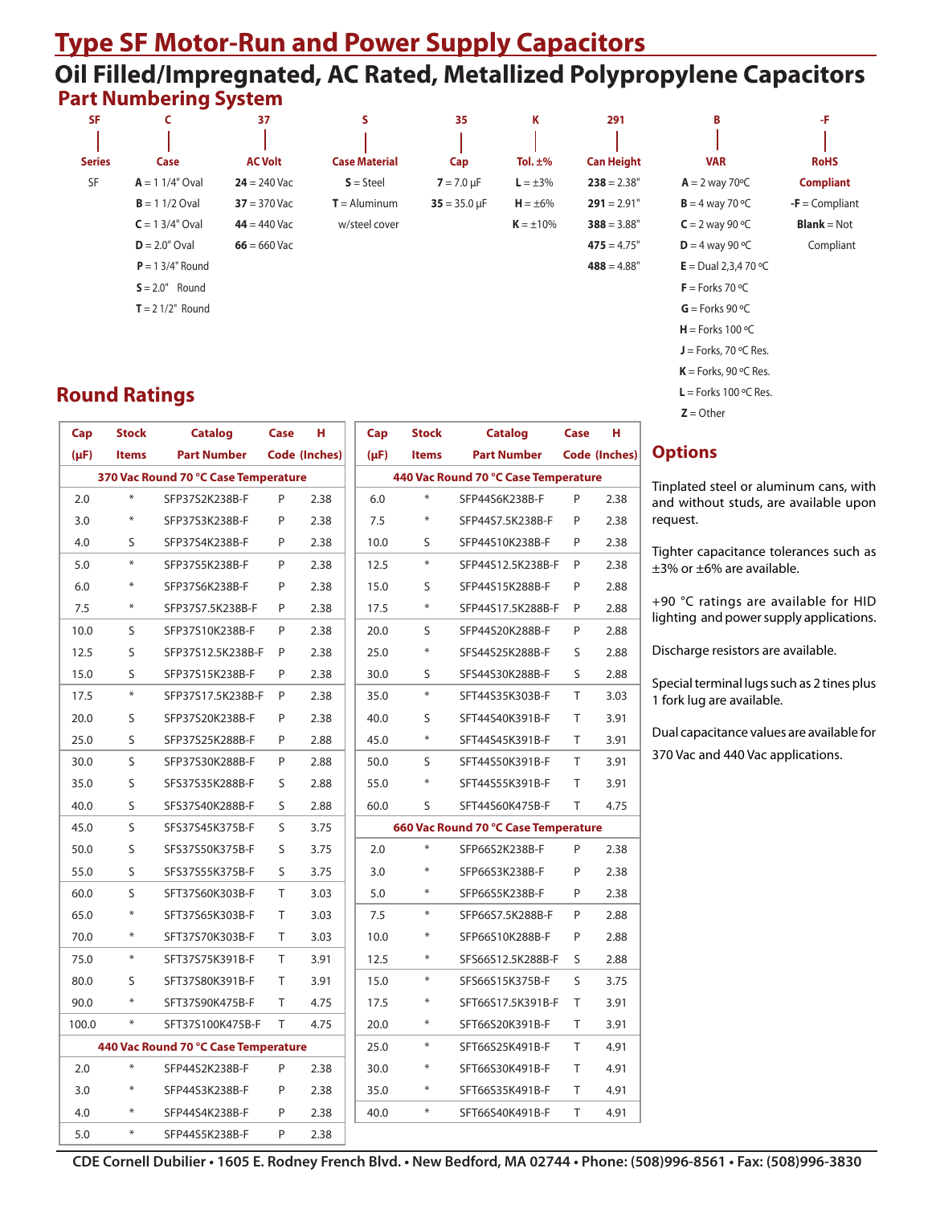# Type SF Motor-Run and Power Supply Capacitors

## Oil Filled/Impregnated, AC Rated, Metallized Polypropylene Capacitors

### Part Numbering System

| SF | C | 37 | S | 35 | K | 291 | B | -F |
|---|---|---|---|---|---|---|---|---|
| **Series** | **Case** | **AC Volt** | **Case Material** | **Cap** | **Tol. ±%** | **Can Height** | **VAR** | **RoHS Compliant** |
| SF | **A** = 1 1/4" Oval | **24** = 240 Vac | **S** = Steel | **7** = 7.0 µF | **L** = ±3% | **238** = 2.38" | **A** = 2 way 70ºC | **-F** = Compliant |
| | **B** = 1 1/2 Oval | **37** = 370 Vac | **T** = Aluminum w/steel cover | **35** = 35.0 µF | **H** = ±6% | **291** = 2.91" | **B** = 4 way 70 ºC | **Blank** = Not Compliant |
| | **C** = 1 3/4" Oval | **44** = 440 Vac | | | **K** = ±10% | **388** = 3.88" | **C** = 2 way 90 ºC | |
| | **D** = 2.0" Oval | **66** = 660 Vac | | | | **475** = 4.75" | **D** = 4 way 90 ºC | |
| | **P** = 1 3/4" Round | | | | | **488** = 4.88" | **E** = Dual 2,3,4 70 ºC | |
| | **S** = 2.0" Round | | | | | | **F** = Forks 70 ºC | |
| | **T** = 2 1/2" Round | | | | | | **G** = Forks 90 ºC | |
| | | | | | | | **H** = Forks 100 ºC | |
| | | | | | | | **J** = Forks, 70 ºC Res. | |
| | | | | | | | **K** = Forks, 90 ºC Res. | |
| | | | | | | | **L** = Forks 100 ºC Res. | |
| | | | | | | | **Z** = Other | |

## Round Ratings

| Cap (µF) | Stock Items | Catalog Part Number | Case Code | H (Inches) |
|---|---|---|---|---|
| **370 Vac Round 70 °C Case Temperature** | | | | |
| 2.0 | * | SFP37S2K238B-F | P | 2.38 |
| 3.0 | * | SFP37S3K238B-F | P | 2.38 |
| 4.0 | S | SFP37S4K238B-F | P | 2.38 |
| 5.0 | * | SFP37S5K238B-F | P | 2.38 |
| 6.0 | * | SFP37S6K238B-F | P | 2.38 |
| 7.5 | * | SFP37S7.5K238B-F | P | 2.38 |
| 10.0 | S | SFP37S10K238B-F | P | 2.38 |
| 12.5 | S | SFP37S12.5K238B-F | P | 2.38 |
| 15.0 | S | SFP37S15K238B-F | P | 2.38 |
| 17.5 | * | SFP37S17.5K238B-F | P | 2.38 |
| 20.0 | S | SFP37S20K238B-F | P | 2.38 |
| 25.0 | S | SFP37S25K288B-F | P | 2.88 |
| 30.0 | S | SFP37S30K288B-F | P | 2.88 |
| 35.0 | S | SFS37S35K288B-F | S | 2.88 |
| 40.0 | S | SFS37S40K288B-F | S | 2.88 |
| 45.0 | S | SFS37S45K375B-F | S | 3.75 |
| 50.0 | S | SFS37S50K375B-F | S | 3.75 |
| 55.0 | S | SFS37S55K375B-F | S | 3.75 |
| 60.0 | S | SFT37S60K303B-F | T | 3.03 |
| 65.0 | * | SFT37S65K303B-F | T | 3.03 |
| 70.0 | * | SFT37S70K303B-F | T | 3.03 |
| 75.0 | * | SFT37S75K391B-F | T | 3.91 |
| 80.0 | S | SFT37S80K391B-F | T | 3.91 |
| 90.0 | * | SFT37S90K475B-F | T | 4.75 |
| 100.0 | * | SFT37S100K475B-F | T | 4.75 |
| **440 Vac Round 70 °C Case Temperature** | | | | |
| 2.0 | * | SFP44S2K238B-F | P | 2.38 |
| 3.0 | * | SFP44S3K238B-F | P | 2.38 |
| 4.0 | * | SFP44S4K238B-F | P | 2.38 |
| 5.0 | * | SFP44S5K238B-F | P | 2.38 |
| 6.0 | * | SFP44S6K238B-F | P | 2.38 |
| 7.5 | * | SFP44S7.5K238B-F | P | 2.38 |
| 10.0 | S | SFP44S10K238B-F | P | 2.38 |
| 12.5 | * | SFP44S12.5K238B-F | P | 2.38 |
| 15.0 | S | SFP44S15K288B-F | P | 2.88 |
| 17.5 | * | SFP44S17.5K288B-F | P | 2.88 |
| 20.0 | S | SFP44S20K288B-F | P | 2.88 |
| 25.0 | * | SFS44S25K288B-F | S | 2.88 |
| 30.0 | S | SFS44S30K288B-F | S | 2.88 |
| 35.0 | * | SFT44S35K303B-F | T | 3.03 |
| 40.0 | S | SFT44S40K391B-F | T | 3.91 |
| 45.0 | * | SFT44S45K391B-F | T | 3.91 |
| 50.0 | S | SFT44S50K391B-F | T | 3.91 |
| 55.0 | * | SFT44S55K391B-F | T | 3.91 |
| 60.0 | S | SFT44S60K475B-F | T | 4.75 |
| **660 Vac Round 70 °C Case Temperature** | | | | |
| 2.0 | * | SFP66S2K238B-F | P | 2.38 |
| 3.0 | * | SFP66S3K238B-F | P | 2.38 |
| 5.0 | * | SFP66S5K238B-F | P | 2.38 |
| 7.5 | * | SFP66S7.5K288B-F | P | 2.88 |
| 10.0 | * | SFP66S10K288B-F | P | 2.88 |
| 12.5 | * | SFS66S12.5K288B-F | S | 2.88 |
| 15.0 | * | SFS66S15K375B-F | S | 3.75 |
| 17.5 | * | SFT66S17.5K391B-F | T | 3.91 |
| 20.0 | * | SFT66S20K391B-F | T | 3.91 |
| 25.0 | * | SFT66S25K491B-F | T | 4.91 |
| 30.0 | * | SFT66S30K491B-F | T | 4.91 |
| 35.0 | * | SFT66S35K491B-F | T | 4.91 |
| 40.0 | * | SFT66S40K491B-F | T | 4.91 |

## Options

Tinplated steel or aluminum cans, with and without studs, are available upon request.

Tighter capacitance tolerances such as ±3% or ±6% are available.

+90 °C ratings are available for HID lighting and power supply applications.

Discharge resistors are available.

Special terminal lugs such as 2 tines plus 1 fork lug are available.

Dual capacitance values are available for 370 Vac and 440 Vac applications.

CDE Cornell Dubilier • 1605 E. Rodney French Blvd. • New Bedford, MA 02744 • Phone: (508)996-8561 • Fax: (508)996-3830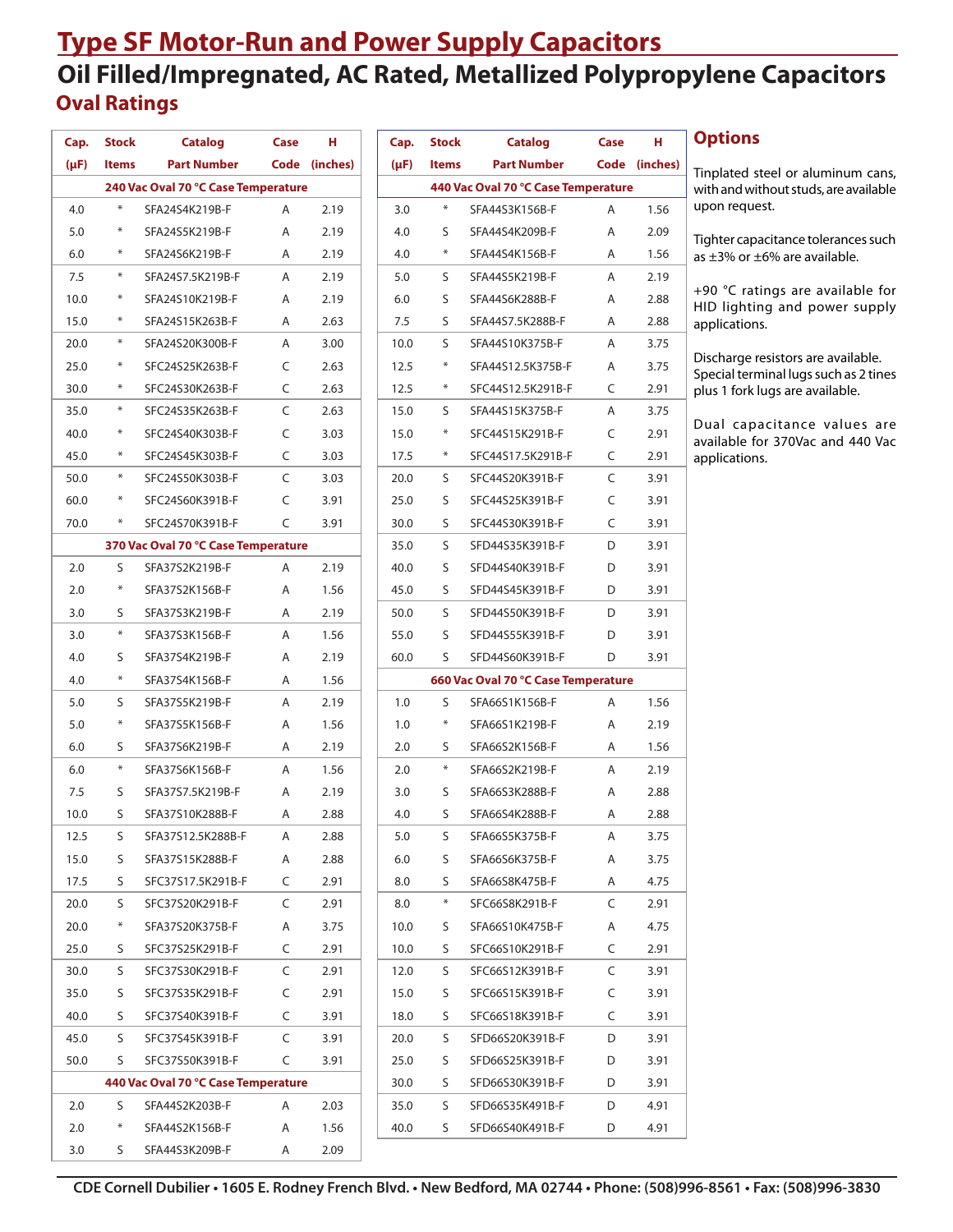# Type SF Motor-Run and Power Supply Capacitors

## Oil Filled/Impregnated, AC Rated, Metallized Polypropylene Capacitors

### Oval Ratings

| Cap. (µF) | Stock Items | Catalog Part Number | Case Code | H (inches) |
|---|---|---|---|---|
| **240 Vac Oval 70 °C Case Temperature** | | | | |
| 4.0 | * | SFA24S4K219B-F | A | 2.19 |
| 5.0 | * | SFA24S5K219B-F | A | 2.19 |
| 6.0 | * | SFA24S6K219B-F | A | 2.19 |
| 7.5 | * | SFA24S7.5K219B-F | A | 2.19 |
| 10.0 | * | SFA24S10K219B-F | A | 2.19 |
| 15.0 | * | SFA24S15K263B-F | A | 2.63 |
| 20.0 | * | SFA24S20K300B-F | A | 3.00 |
| 25.0 | * | SFC24S25K263B-F | C | 2.63 |
| 30.0 | * | SFC24S30K263B-F | C | 2.63 |
| 35.0 | * | SFC24S35K263B-F | C | 2.63 |
| 40.0 | * | SFC24S40K303B-F | C | 3.03 |
| 45.0 | * | SFC24S45K303B-F | C | 3.03 |
| 50.0 | * | SFC24S50K303B-F | C | 3.03 |
| 60.0 | * | SFC24S60K391B-F | C | 3.91 |
| 70.0 | * | SFC24S70K391B-F | C | 3.91 |
| **370 Vac Oval 70 °C Case Temperature** | | | | |
| 2.0 | S | SFA37S2K219B-F | A | 2.19 |
| 2.0 | * | SFA37S2K156B-F | A | 1.56 |
| 3.0 | S | SFA37S3K219B-F | A | 2.19 |
| 3.0 | * | SFA37S3K156B-F | A | 1.56 |
| 4.0 | S | SFA37S4K219B-F | A | 2.19 |
| 4.0 | * | SFA37S4K156B-F | A | 1.56 |
| 5.0 | S | SFA37S5K219B-F | A | 2.19 |
| 5.0 | * | SFA37S5K156B-F | A | 1.56 |
| 6.0 | S | SFA37S6K219B-F | A | 2.19 |
| 6.0 | * | SFA37S6K156B-F | A | 1.56 |
| 7.5 | S | SFA37S7.5K219B-F | A | 2.19 |
| 10.0 | S | SFA37S10K288B-F | A | 2.88 |
| 12.5 | S | SFA37S12.5K288B-F | A | 2.88 |
| 15.0 | S | SFA37S15K288B-F | A | 2.88 |
| 17.5 | S | SFC37S17.5K291B-F | C | 2.91 |
| 20.0 | S | SFC37S20K291B-F | C | 2.91 |
| 20.0 | * | SFA37S20K375B-F | A | 3.75 |
| 25.0 | S | SFC37S25K291B-F | C | 2.91 |
| 30.0 | S | SFC37S30K291B-F | C | 2.91 |
| 35.0 | S | SFC37S35K291B-F | C | 2.91 |
| 40.0 | S | SFC37S40K391B-F | C | 3.91 |
| 45.0 | S | SFC37S45K391B-F | C | 3.91 |
| 50.0 | S | SFC37S50K391B-F | C | 3.91 |
| **440 Vac Oval 70 °C Case Temperature** | | | | |
| 2.0 | S | SFA44S2K203B-F | A | 2.03 |
| 2.0 | * | SFA44S2K156B-F | A | 1.56 |
| 3.0 | S | SFA44S3K209B-F | A | 2.09 |
| 3.0 | * | SFA44S3K156B-F | A | 1.56 |
| 4.0 | S | SFA44S4K209B-F | A | 2.09 |
| 4.0 | * | SFA44S4K156B-F | A | 1.56 |
| 5.0 | S | SFA44S5K219B-F | A | 2.19 |
| 6.0 | S | SFA44S6K288B-F | A | 2.88 |
| 7.5 | S | SFA44S7.5K288B-F | A | 2.88 |
| 10.0 | S | SFA44S10K375B-F | A | 3.75 |
| 12.5 | * | SFA44S12.5K375B-F | A | 3.75 |
| 12.5 | * | SFC44S12.5K291B-F | C | 2.91 |
| 15.0 | S | SFA44S15K375B-F | A | 3.75 |
| 15.0 | * | SFC44S15K291B-F | C | 2.91 |
| 17.5 | * | SFC44S17.5K291B-F | C | 2.91 |
| 20.0 | S | SFC44S20K391B-F | C | 3.91 |
| 25.0 | S | SFC44S25K391B-F | C | 3.91 |
| 30.0 | S | SFC44S30K391B-F | C | 3.91 |
| 35.0 | S | SFD44S35K391B-F | D | 3.91 |
| 40.0 | S | SFD44S40K391B-F | D | 3.91 |
| 45.0 | S | SFD44S45K391B-F | D | 3.91 |
| 50.0 | S | SFD44S50K391B-F | D | 3.91 |
| 55.0 | S | SFD44S55K391B-F | D | 3.91 |
| 60.0 | S | SFD44S60K391B-F | D | 3.91 |
| **660 Vac Oval 70 °C Case Temperature** | | | | |
| 1.0 | S | SFA66S1K156B-F | A | 1.56 |
| 1.0 | * | SFA66S1K219B-F | A | 2.19 |
| 2.0 | S | SFA66S2K156B-F | A | 1.56 |
| 2.0 | * | SFA66S2K219B-F | A | 2.19 |
| 3.0 | S | SFA66S3K288B-F | A | 2.88 |
| 4.0 | S | SFA66S4K288B-F | A | 2.88 |
| 5.0 | S | SFA66S5K375B-F | A | 3.75 |
| 6.0 | S | SFA66S6K375B-F | A | 3.75 |
| 8.0 | S | SFA66S8K475B-F | A | 4.75 |
| 8.0 | * | SFC66S8K291B-F | C | 2.91 |
| 10.0 | S | SFA66S10K475B-F | A | 4.75 |
| 10.0 | S | SFC66S10K291B-F | C | 2.91 |
| 12.0 | S | SFC66S12K391B-F | C | 3.91 |
| 15.0 | S | SFC66S15K391B-F | C | 3.91 |
| 18.0 | S | SFC66S18K391B-F | C | 3.91 |
| 20.0 | S | SFD66S20K391B-F | D | 3.91 |
| 25.0 | S | SFD66S25K391B-F | D | 3.91 |
| 30.0 | S | SFD66S30K391B-F | D | 3.91 |
| 35.0 | S | SFD66S35K491B-F | D | 4.91 |
| 40.0 | S | SFD66S40K491B-F | D | 4.91 |

## Options

Tinplated steel or aluminum cans, with and without studs, are available upon request.

Tighter capacitance tolerances such as ±3% or ±6% are available.

+90 °C ratings are available for HID lighting and power supply applications.

Discharge resistors are available. Special terminal lugs such as 2 tines plus 1 fork lugs are available.

Dual capacitance values are available for 370Vac and 440 Vac applications.

CDE Cornell Dubilier • 1605 E. Rodney French Blvd. • New Bedford, MA 02744 • Phone: (508)996-8561 • Fax: (508)996-3830